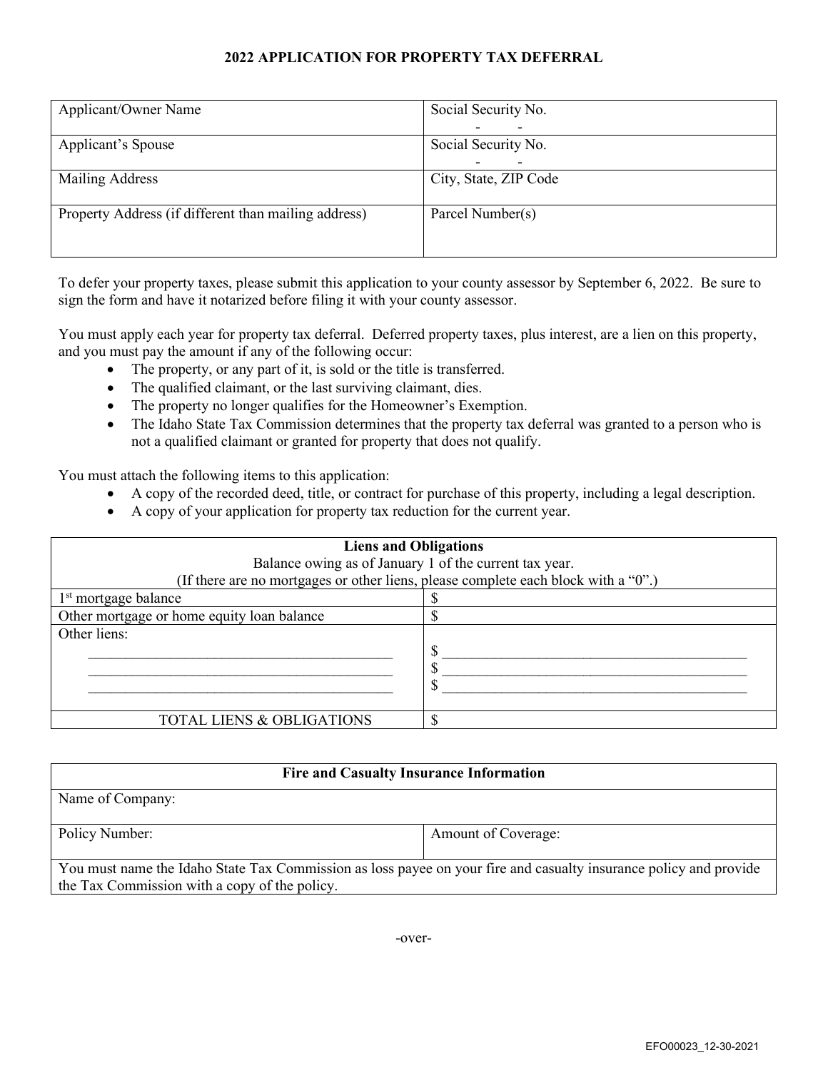# 2022 APPLICATION FOR PROPERTY TAX DEFERRAL

| Applicant/Owner Name | Social Security No. - - |
|---|---|
| Applicant's Spouse | Social Security No. - - |
| Mailing Address | City, State, ZIP Code |
| Property Address (if different than mailing address) | Parcel Number(s) |

To defer your property taxes, please submit this application to your county assessor by September 6, 2022. Be sure to sign the form and have it notarized before filing it with your county assessor.

You must apply each year for property tax deferral. Deferred property taxes, plus interest, are a lien on this property, and you must pay the amount if any of the following occur:

- The property, or any part of it, is sold or the title is transferred.
- The qualified claimant, or the last surviving claimant, dies.
- The property no longer qualifies for the Homeowner's Exemption.
- The Idaho State Tax Commission determines that the property tax deferral was granted to a person who is not a qualified claimant or granted for property that does not qualify.

You must attach the following items to this application:

- A copy of the recorded deed, title, or contract for purchase of this property, including a legal description.
- A copy of your application for property tax reduction for the current year.

| **Liens and Obligations**<br>Balance owing as of January 1 of the current tax year.<br>(If there are no mortgages or other liens, please complete each block with a "0".) | |
|---|---|
| 1st mortgage balance | $ |
| Other mortgage or home equity loan balance | $ |
| Other liens:<br>\_\_\_\_\_\_\_\_\_\_\_\_\_\_\_\_\_\_\_\_<br>\_\_\_\_\_\_\_\_\_\_\_\_\_\_\_\_\_\_\_\_<br>\_\_\_\_\_\_\_\_\_\_\_\_\_\_\_\_\_\_\_\_ | $ \_\_\_\_\_\_\_\_\_\_\_\_\_\_\_\_\_\_\_\_<br>$ \_\_\_\_\_\_\_\_\_\_\_\_\_\_\_\_\_\_\_\_<br>$ \_\_\_\_\_\_\_\_\_\_\_\_\_\_\_\_\_\_\_\_ |
| TOTAL LIENS & OBLIGATIONS | $ |

| **Fire and Casualty Insurance Information** | |
|---|---|
| Name of Company: | |
| Policy Number: | Amount of Coverage: |
| You must name the Idaho State Tax Commission as loss payee on your fire and casualty insurance policy and provide the Tax Commission with a copy of the policy. | |

-over-

EFO00023_12-30-2021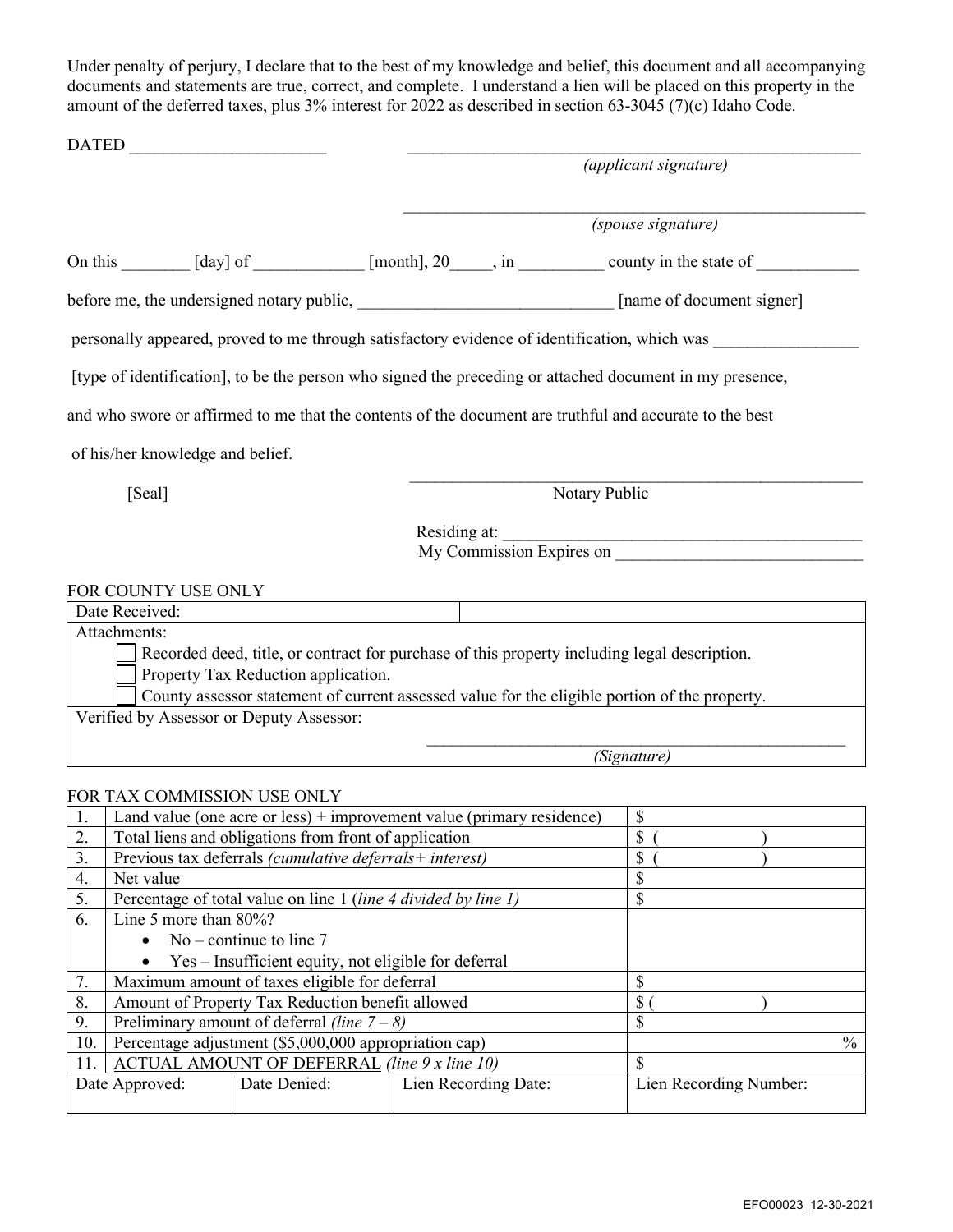Under penalty of perjury, I declare that to the best of my knowledge and belief, this document and all accompanying documents and statements are true, correct, and complete. I understand a lien will be placed on this property in the amount of the deferred taxes, plus 3% interest for 2022 as described in section 63-3045 (7)(c) Idaho Code.

DATED _______________________ _______________________________________________________
*(applicant signature)*

_______________________________________________________
*(spouse signature)*

On this ________ [day] of _____________ [month], 20_____, in __________ county in the state of ____________

before me, the undersigned notary public, ______________________________ [name of document signer]

personally appeared, proved to me through satisfactory evidence of identification, which was _________________

[type of identification], to be the person who signed the preceding or attached document in my presence,

and who swore or affirmed to me that the contents of the document are truthful and accurate to the best

of his/her knowledge and belief.

[Seal] _______________________________________________________
Notary Public

Residing at: ____________________________________________
My Commission Expires on ______________________________

FOR COUNTY USE ONLY

| | |
|---|---|
| Date Received: | |
| Attachments:<br>☐ Recorded deed, title, or contract for purchase of this property including legal description.<br>☐ Property Tax Reduction application.<br>☐ County assessor statement of current assessed value for the eligible portion of the property. | |
| Verified by Assessor or Deputy Assessor:<br>_______________________________________________<br>*(Signature)* | |

FOR TAX COMMISSION USE ONLY

| | | | |
|---|---|---|---|
| 1. | Land value (one acre or less) + improvement value (primary residence) | | $ |
| 2. | Total liens and obligations from front of application | | $ (                ) |
| 3. | Previous tax deferrals *(cumulative deferrals+ interest)* | | $ (                ) |
| 4. | Net value | | $ |
| 5. | Percentage of total value on line 1 (*line 4 divided by line 1)* | | $ |
| 6. | Line 5 more than 80%?<br>• No – continue to line 7<br>• Yes – Insufficient equity, not eligible for deferral | | |
| 7. | Maximum amount of taxes eligible for deferral | | $ |
| 8. | Amount of Property Tax Reduction benefit allowed | | $ (                ) |
| 9. | Preliminary amount of deferral *(line 7 – 8)* | | $ |
| 10. | Percentage adjustment ($5,000,000 appropriation cap) | | % |
| 11. | ACTUAL AMOUNT OF DEFERRAL *(line 9 x line 10)* | | $ |
| Date Approved: | Date Denied: | Lien Recording Date: | Lien Recording Number: |

EFO00023_12-30-2021